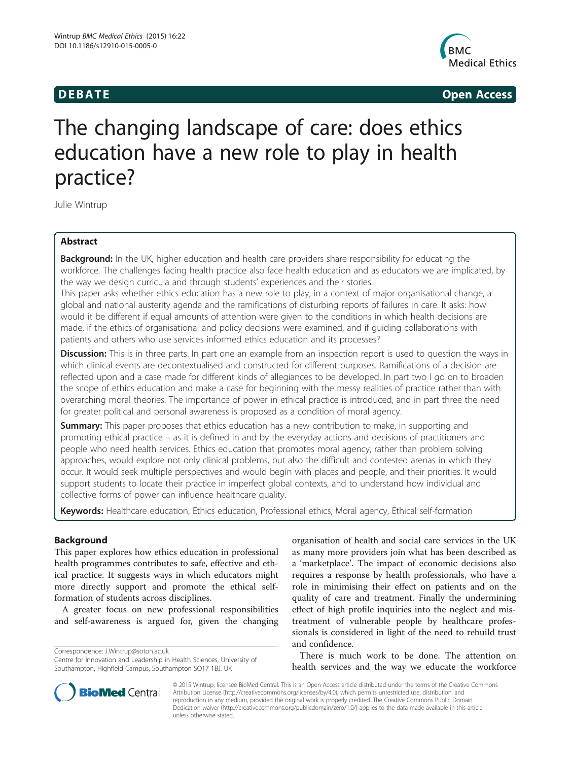**DEBATE** **Open Access**

# The changing landscape of care: does ethics education have a new role to play in health practice?

Julie Wintrup

## Abstract

**Background:** In the UK, higher education and health care providers share responsibility for educating the workforce. The challenges facing health practice also face health education and as educators we are implicated, by the way we design curricula and through students' experiences and their stories.

This paper asks whether ethics education has a new role to play, in a context of major organisational change, a global and national austerity agenda and the ramifications of disturbing reports of failures in care. It asks: how would it be different if equal amounts of attention were given to the conditions in which health decisions are made, if the ethics of organisational and policy decisions were examined, and if guiding collaborations with patients and others who use services informed ethics education and its processes?

**Discussion:** This is in three parts. In part one an example from an inspection report is used to question the ways in which clinical events are decontextualised and constructed for different purposes. Ramifications of a decision are reflected upon and a case made for different kinds of allegiances to be developed. In part two I go on to broaden the scope of ethics education and make a case for beginning with the messy realities of practice rather than with overarching moral theories. The importance of power in ethical practice is introduced, and in part three the need for greater political and personal awareness is proposed as a condition of moral agency.

**Summary:** This paper proposes that ethics education has a new contribution to make, in supporting and promoting ethical practice – as it is defined in and by the everyday actions and decisions of practitioners and people who need health services. Ethics education that promotes moral agency, rather than problem solving approaches, would explore not only clinical problems, but also the difficult and contested arenas in which they occur. It would seek multiple perspectives and would begin with places and people, and their priorities. It would support students to locate their practice in imperfect global contexts, and to understand how individual and collective forms of power can influence healthcare quality.

**Keywords:** Healthcare education, Ethics education, Professional ethics, Moral agency, Ethical self-formation

## Background

This paper explores how ethics education in professional health programmes contributes to safe, effective and ethical practice. It suggests ways in which educators might more directly support and promote the ethical self-formation of students across disciplines.

A greater focus on new professional responsibilities and self-awareness is argued for, given the changing organisation of health and social care services in the UK as many more providers join what has been described as a 'marketplace'. The impact of economic decisions also requires a response by health professionals, who have a role in minimising their effect on patients and on the quality of care and treatment. Finally the undermining effect of high profile inquiries into the neglect and mistreatment of vulnerable people by healthcare professionals is considered in light of the need to rebuild trust and confidence.

There is much work to be done. The attention on health services and the way we educate the workforce

Correspondence: J.Wintrup@soton.ac.uk
Centre for Innovation and Leadership in Health Sciences, University of Southampton, Highfield Campus, Southampton SO17 1BJ, UK

© 2015 Wintrup; licensee BioMed Central. This is an Open Access article distributed under the terms of the Creative Commons Attribution License (http://creativecommons.org/licenses/by/4.0), which permits unrestricted use, distribution, and reproduction in any medium, provided the original work is properly credited. The Creative Commons Public Domain Dedication waiver (http://creativecommons.org/publicdomain/zero/1.0/) applies to the data made available in this article, unless otherwise stated.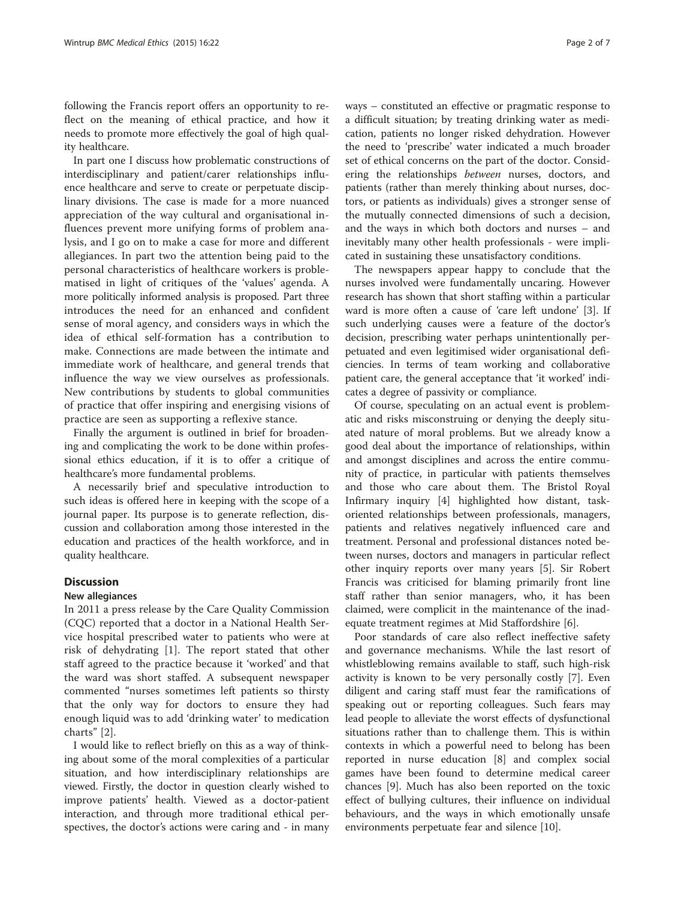following the Francis report offers an opportunity to reflect on the meaning of ethical practice, and how it needs to promote more effectively the goal of high quality healthcare.

In part one I discuss how problematic constructions of interdisciplinary and patient/carer relationships influence healthcare and serve to create or perpetuate disciplinary divisions. The case is made for a more nuanced appreciation of the way cultural and organisational influences prevent more unifying forms of problem analysis, and I go on to make a case for more and different allegiances. In part two the attention being paid to the personal characteristics of healthcare workers is problematised in light of critiques of the 'values' agenda. A more politically informed analysis is proposed. Part three introduces the need for an enhanced and confident sense of moral agency, and considers ways in which the idea of ethical self-formation has a contribution to make. Connections are made between the intimate and immediate work of healthcare, and general trends that influence the way we view ourselves as professionals. New contributions by students to global communities of practice that offer inspiring and energising visions of practice are seen as supporting a reflexive stance.

Finally the argument is outlined in brief for broadening and complicating the work to be done within professional ethics education, if it is to offer a critique of healthcare's more fundamental problems.

A necessarily brief and speculative introduction to such ideas is offered here in keeping with the scope of a journal paper. Its purpose is to generate reflection, discussion and collaboration among those interested in the education and practices of the health workforce, and in quality healthcare.

## Discussion

### New allegiances

In 2011 a press release by the Care Quality Commission (CQC) reported that a doctor in a National Health Service hospital prescribed water to patients who were at risk of dehydrating [1]. The report stated that other staff agreed to the practice because it 'worked' and that the ward was short staffed. A subsequent newspaper commented "nurses sometimes left patients so thirsty that the only way for doctors to ensure they had enough liquid was to add 'drinking water' to medication charts" [2].

I would like to reflect briefly on this as a way of thinking about some of the moral complexities of a particular situation, and how interdisciplinary relationships are viewed. Firstly, the doctor in question clearly wished to improve patients' health. Viewed as a doctor-patient interaction, and through more traditional ethical perspectives, the doctor's actions were caring and - in many ways – constituted an effective or pragmatic response to a difficult situation; by treating drinking water as medication, patients no longer risked dehydration. However the need to 'prescribe' water indicated a much broader set of ethical concerns on the part of the doctor. Considering the relationships *between* nurses, doctors, and patients (rather than merely thinking about nurses, doctors, or patients as individuals) gives a stronger sense of the mutually connected dimensions of such a decision, and the ways in which both doctors and nurses – and inevitably many other health professionals - were implicated in sustaining these unsatisfactory conditions.

The newspapers appear happy to conclude that the nurses involved were fundamentally uncaring. However research has shown that short staffing within a particular ward is more often a cause of 'care left undone' [3]. If such underlying causes were a feature of the doctor's decision, prescribing water perhaps unintentionally perpetuated and even legitimised wider organisational deficiencies. In terms of team working and collaborative patient care, the general acceptance that 'it worked' indicates a degree of passivity or compliance.

Of course, speculating on an actual event is problematic and risks misconstruing or denying the deeply situated nature of moral problems. But we already know a good deal about the importance of relationships, within and amongst disciplines and across the entire community of practice, in particular with patients themselves and those who care about them. The Bristol Royal Infirmary inquiry [4] highlighted how distant, task-oriented relationships between professionals, managers, patients and relatives negatively influenced care and treatment. Personal and professional distances noted between nurses, doctors and managers in particular reflect other inquiry reports over many years [5]. Sir Robert Francis was criticised for blaming primarily front line staff rather than senior managers, who, it has been claimed, were complicit in the maintenance of the inadequate treatment regimes at Mid Staffordshire [6].

Poor standards of care also reflect ineffective safety and governance mechanisms. While the last resort of whistleblowing remains available to staff, such high-risk activity is known to be very personally costly [7]. Even diligent and caring staff must fear the ramifications of speaking out or reporting colleagues. Such fears may lead people to alleviate the worst effects of dysfunctional situations rather than to challenge them. This is within contexts in which a powerful need to belong has been reported in nurse education [8] and complex social games have been found to determine medical career chances [9]. Much has also been reported on the toxic effect of bullying cultures, their influence on individual behaviours, and the ways in which emotionally unsafe environments perpetuate fear and silence [10].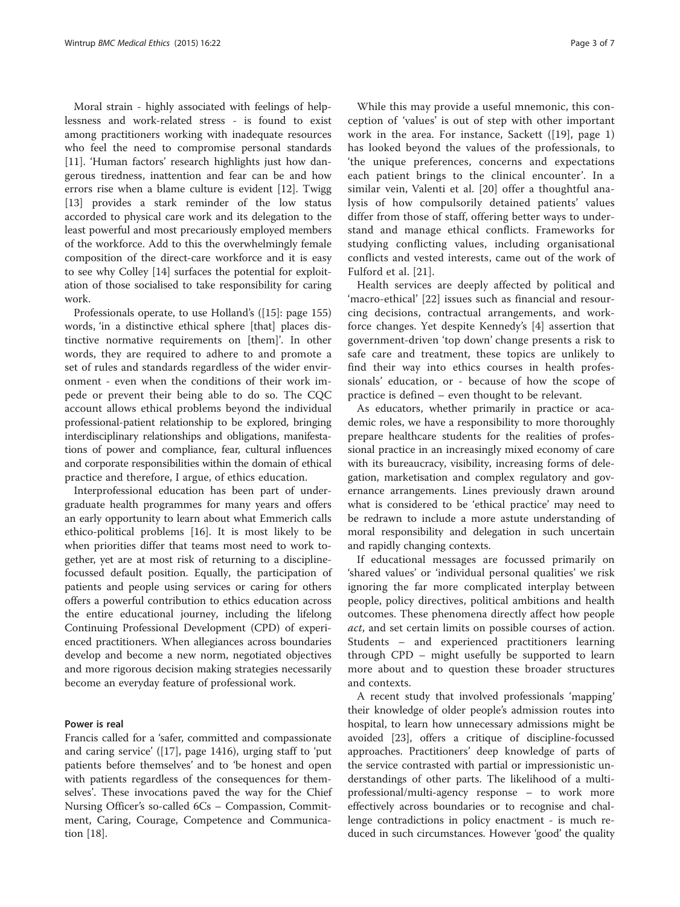Moral strain - highly associated with feelings of helplessness and work-related stress - is found to exist among practitioners working with inadequate resources who feel the need to compromise personal standards [11]. 'Human factors' research highlights just how dangerous tiredness, inattention and fear can be and how errors rise when a blame culture is evident [12]. Twigg [13] provides a stark reminder of the low status accorded to physical care work and its delegation to the least powerful and most precariously employed members of the workforce. Add to this the overwhelmingly female composition of the direct-care workforce and it is easy to see why Colley [14] surfaces the potential for exploitation of those socialised to take responsibility for caring work.

Professionals operate, to use Holland's ([15]: page 155) words, 'in a distinctive ethical sphere [that] places distinctive normative requirements on [them]'. In other words, they are required to adhere to and promote a set of rules and standards regardless of the wider environment - even when the conditions of their work impede or prevent their being able to do so. The CQC account allows ethical problems beyond the individual professional-patient relationship to be explored, bringing interdisciplinary relationships and obligations, manifestations of power and compliance, fear, cultural influences and corporate responsibilities within the domain of ethical practice and therefore, I argue, of ethics education.

Interprofessional education has been part of undergraduate health programmes for many years and offers an early opportunity to learn about what Emmerich calls ethico-political problems [16]. It is most likely to be when priorities differ that teams most need to work together, yet are at most risk of returning to a discipline-focussed default position. Equally, the participation of patients and people using services or caring for others offers a powerful contribution to ethics education across the entire educational journey, including the lifelong Continuing Professional Development (CPD) of experienced practitioners. When allegiances across boundaries develop and become a new norm, negotiated objectives and more rigorous decision making strategies necessarily become an everyday feature of professional work.

## Power is real

Francis called for a 'safer, committed and compassionate and caring service' ([17], page 1416), urging staff to 'put patients before themselves' and to 'be honest and open with patients regardless of the consequences for themselves'. These invocations paved the way for the Chief Nursing Officer's so-called 6Cs – Compassion, Commitment, Caring, Courage, Competence and Communication [18].

While this may provide a useful mnemonic, this conception of 'values' is out of step with other important work in the area. For instance, Sackett ([19], page 1) has looked beyond the values of the professionals, to 'the unique preferences, concerns and expectations each patient brings to the clinical encounter'. In a similar vein, Valenti et al. [20] offer a thoughtful analysis of how compulsorily detained patients' values differ from those of staff, offering better ways to understand and manage ethical conflicts. Frameworks for studying conflicting values, including organisational conflicts and vested interests, came out of the work of Fulford et al. [21].

Health services are deeply affected by political and 'macro-ethical' [22] issues such as financial and resourcing decisions, contractual arrangements, and workforce changes. Yet despite Kennedy's [4] assertion that government-driven 'top down' change presents a risk to safe care and treatment, these topics are unlikely to find their way into ethics courses in health professionals' education, or - because of how the scope of practice is defined – even thought to be relevant.

As educators, whether primarily in practice or academic roles, we have a responsibility to more thoroughly prepare healthcare students for the realities of professional practice in an increasingly mixed economy of care with its bureaucracy, visibility, increasing forms of delegation, marketisation and complex regulatory and governance arrangements. Lines previously drawn around what is considered to be 'ethical practice' may need to be redrawn to include a more astute understanding of moral responsibility and delegation in such uncertain and rapidly changing contexts.

If educational messages are focussed primarily on 'shared values' or 'individual personal qualities' we risk ignoring the far more complicated interplay between people, policy directives, political ambitions and health outcomes. These phenomena directly affect how people *act*, and set certain limits on possible courses of action. Students – and experienced practitioners learning through CPD – might usefully be supported to learn more about and to question these broader structures and contexts.

A recent study that involved professionals 'mapping' their knowledge of older people's admission routes into hospital, to learn how unnecessary admissions might be avoided [23], offers a critique of discipline-focussed approaches. Practitioners' deep knowledge of parts of the service contrasted with partial or impressionistic understandings of other parts. The likelihood of a multi-professional/multi-agency response – to work more effectively across boundaries or to recognise and challenge contradictions in policy enactment - is much reduced in such circumstances. However 'good' the quality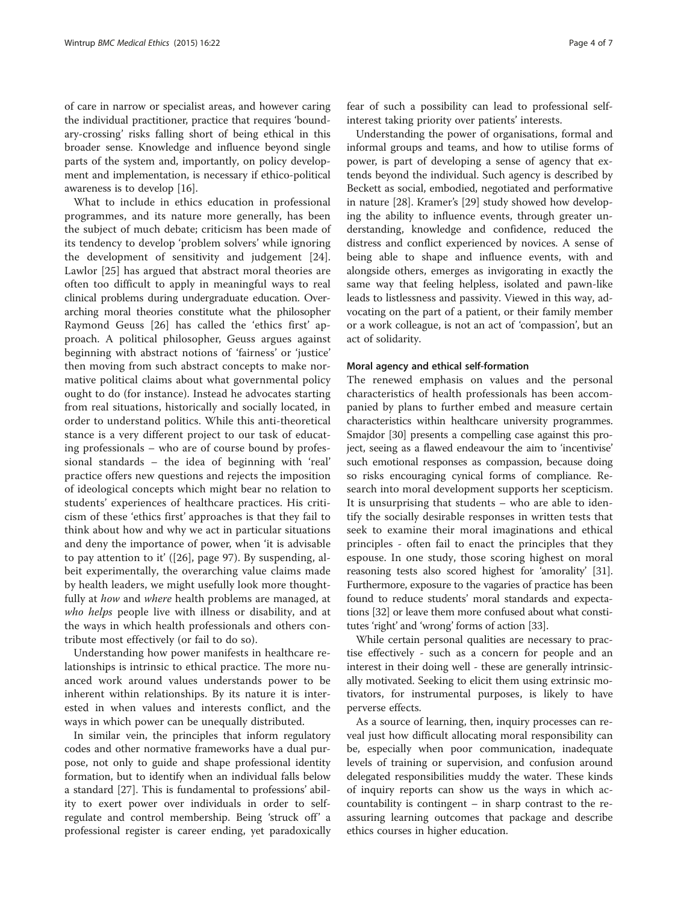of care in narrow or specialist areas, and however caring the individual practitioner, practice that requires 'boundary-crossing' risks falling short of being ethical in this broader sense. Knowledge and influence beyond single parts of the system and, importantly, on policy development and implementation, is necessary if ethico-political awareness is to develop [16].

What to include in ethics education in professional programmes, and its nature more generally, has been the subject of much debate; criticism has been made of its tendency to develop 'problem solvers' while ignoring the development of sensitivity and judgement [24]. Lawlor [25] has argued that abstract moral theories are often too difficult to apply in meaningful ways to real clinical problems during undergraduate education. Overarching moral theories constitute what the philosopher Raymond Geuss [26] has called the 'ethics first' approach. A political philosopher, Geuss argues against beginning with abstract notions of 'fairness' or 'justice' then moving from such abstract concepts to make normative political claims about what governmental policy ought to do (for instance). Instead he advocates starting from real situations, historically and socially located, in order to understand politics. While this anti-theoretical stance is a very different project to our task of educating professionals – who are of course bound by professional standards – the idea of beginning with 'real' practice offers new questions and rejects the imposition of ideological concepts which might bear no relation to students' experiences of healthcare practices. His criticism of these 'ethics first' approaches is that they fail to think about how and why we act in particular situations and deny the importance of power, when 'it is advisable to pay attention to it' ([26], page 97). By suspending, albeit experimentally, the overarching value claims made by health leaders, we might usefully look more thoughtfully at *how* and *where* health problems are managed, at *who helps* people live with illness or disability, and at the ways in which health professionals and others contribute most effectively (or fail to do so).

Understanding how power manifests in healthcare relationships is intrinsic to ethical practice. The more nuanced work around values understands power to be inherent within relationships. By its nature it is interested in when values and interests conflict, and the ways in which power can be unequally distributed.

In similar vein, the principles that inform regulatory codes and other normative frameworks have a dual purpose, not only to guide and shape professional identity formation, but to identify when an individual falls below a standard [27]. This is fundamental to professions' ability to exert power over individuals in order to self-regulate and control membership. Being 'struck off' a professional register is career ending, yet paradoxically fear of such a possibility can lead to professional self-interest taking priority over patients' interests.

Understanding the power of organisations, formal and informal groups and teams, and how to utilise forms of power, is part of developing a sense of agency that extends beyond the individual. Such agency is described by Beckett as social, embodied, negotiated and performative in nature [28]. Kramer's [29] study showed how developing the ability to influence events, through greater understanding, knowledge and confidence, reduced the distress and conflict experienced by novices. A sense of being able to shape and influence events, with and alongside others, emerges as invigorating in exactly the same way that feeling helpless, isolated and pawn-like leads to listlessness and passivity. Viewed in this way, advocating on the part of a patient, or their family member or a work colleague, is not an act of 'compassion', but an act of solidarity.

#### Moral agency and ethical self-formation

The renewed emphasis on values and the personal characteristics of health professionals has been accompanied by plans to further embed and measure certain characteristics within healthcare university programmes. Smajdor [30] presents a compelling case against this project, seeing as a flawed endeavour the aim to 'incentivise' such emotional responses as compassion, because doing so risks encouraging cynical forms of compliance. Research into moral development supports her scepticism. It is unsurprising that students – who are able to identify the socially desirable responses in written tests that seek to examine their moral imaginations and ethical principles - often fail to enact the principles that they espouse. In one study, those scoring highest on moral reasoning tests also scored highest for 'amorality' [31]. Furthermore, exposure to the vagaries of practice has been found to reduce students' moral standards and expectations [32] or leave them more confused about what constitutes 'right' and 'wrong' forms of action [33].

While certain personal qualities are necessary to practise effectively - such as a concern for people and an interest in their doing well - these are generally intrinsically motivated. Seeking to elicit them using extrinsic motivators, for instrumental purposes, is likely to have perverse effects.

As a source of learning, then, inquiry processes can reveal just how difficult allocating moral responsibility can be, especially when poor communication, inadequate levels of training or supervision, and confusion around delegated responsibilities muddy the water. These kinds of inquiry reports can show us the ways in which accountability is contingent – in sharp contrast to the reassuring learning outcomes that package and describe ethics courses in higher education.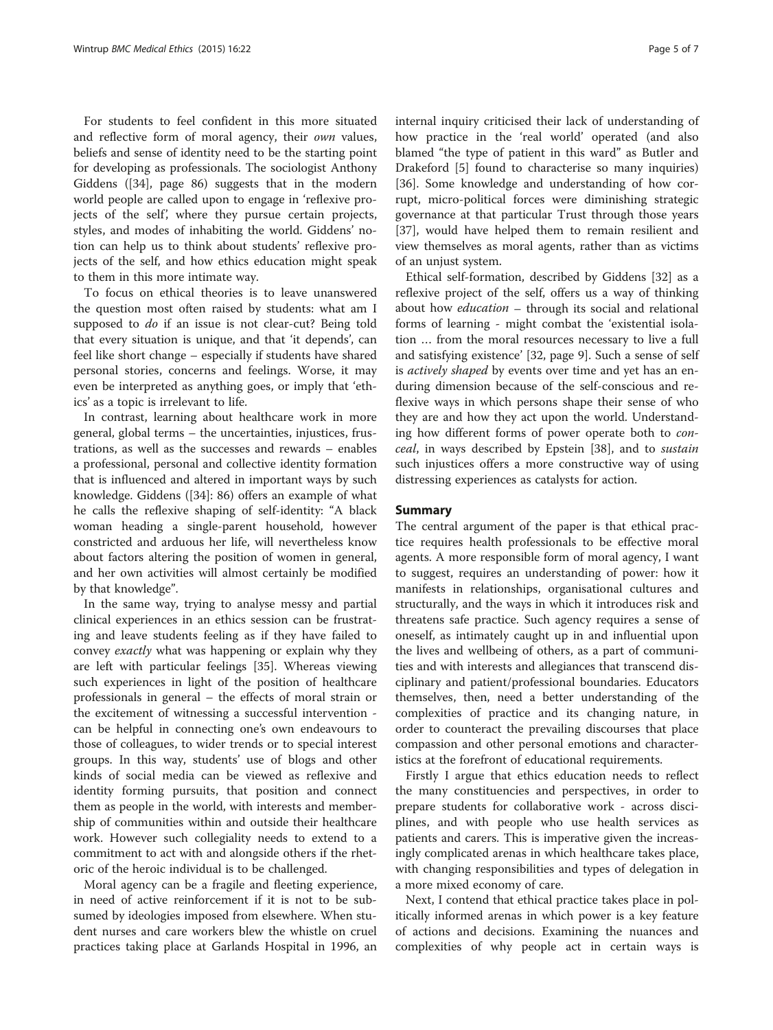For students to feel confident in this more situated and reflective form of moral agency, their *own* values, beliefs and sense of identity need to be the starting point for developing as professionals. The sociologist Anthony Giddens ([34], page 86) suggests that in the modern world people are called upon to engage in 'reflexive projects of the self', where they pursue certain projects, styles, and modes of inhabiting the world. Giddens' notion can help us to think about students' reflexive projects of the self, and how ethics education might speak to them in this more intimate way.

To focus on ethical theories is to leave unanswered the question most often raised by students: what am I supposed to *do* if an issue is not clear-cut? Being told that every situation is unique, and that 'it depends', can feel like short change – especially if students have shared personal stories, concerns and feelings. Worse, it may even be interpreted as anything goes, or imply that 'ethics' as a topic is irrelevant to life.

In contrast, learning about healthcare work in more general, global terms – the uncertainties, injustices, frustrations, as well as the successes and rewards – enables a professional, personal and collective identity formation that is influenced and altered in important ways by such knowledge. Giddens ([34]: 86) offers an example of what he calls the reflexive shaping of self-identity: "A black woman heading a single-parent household, however constricted and arduous her life, will nevertheless know about factors altering the position of women in general, and her own activities will almost certainly be modified by that knowledge".

In the same way, trying to analyse messy and partial clinical experiences in an ethics session can be frustrating and leave students feeling as if they have failed to convey *exactly* what was happening or explain why they are left with particular feelings [35]. Whereas viewing such experiences in light of the position of healthcare professionals in general – the effects of moral strain or the excitement of witnessing a successful intervention - can be helpful in connecting one's own endeavours to those of colleagues, to wider trends or to special interest groups. In this way, students' use of blogs and other kinds of social media can be viewed as reflexive and identity forming pursuits, that position and connect them as people in the world, with interests and membership of communities within and outside their healthcare work. However such collegiality needs to extend to a commitment to act with and alongside others if the rhetoric of the heroic individual is to be challenged.

Moral agency can be a fragile and fleeting experience, in need of active reinforcement if it is not to be subsumed by ideologies imposed from elsewhere. When student nurses and care workers blew the whistle on cruel practices taking place at Garlands Hospital in 1996, an internal inquiry criticised their lack of understanding of how practice in the 'real world' operated (and also blamed "the type of patient in this ward" as Butler and Drakeford [5] found to characterise so many inquiries) [36]. Some knowledge and understanding of how corrupt, micro-political forces were diminishing strategic governance at that particular Trust through those years [37], would have helped them to remain resilient and view themselves as moral agents, rather than as victims of an unjust system.

Ethical self-formation, described by Giddens [32] as a reflexive project of the self, offers us a way of thinking about how *education* – through its social and relational forms of learning - might combat the 'existential isolation … from the moral resources necessary to live a full and satisfying existence' [32, page 9]. Such a sense of self is *actively shaped* by events over time and yet has an enduring dimension because of the self-conscious and reflexive ways in which persons shape their sense of who they are and how they act upon the world. Understanding how different forms of power operate both to *conceal*, in ways described by Epstein [38], and to *sustain* such injustices offers a more constructive way of using distressing experiences as catalysts for action.

## Summary

The central argument of the paper is that ethical practice requires health professionals to be effective moral agents. A more responsible form of moral agency, I want to suggest, requires an understanding of power: how it manifests in relationships, organisational cultures and structurally, and the ways in which it introduces risk and threatens safe practice. Such agency requires a sense of oneself, as intimately caught up in and influential upon the lives and wellbeing of others, as a part of communities and with interests and allegiances that transcend disciplinary and patient/professional boundaries. Educators themselves, then, need a better understanding of the complexities of practice and its changing nature, in order to counteract the prevailing discourses that place compassion and other personal emotions and characteristics at the forefront of educational requirements.

Firstly I argue that ethics education needs to reflect the many constituencies and perspectives, in order to prepare students for collaborative work - across disciplines, and with people who use health services as patients and carers. This is imperative given the increasingly complicated arenas in which healthcare takes place, with changing responsibilities and types of delegation in a more mixed economy of care.

Next, I contend that ethical practice takes place in politically informed arenas in which power is a key feature of actions and decisions. Examining the nuances and complexities of why people act in certain ways is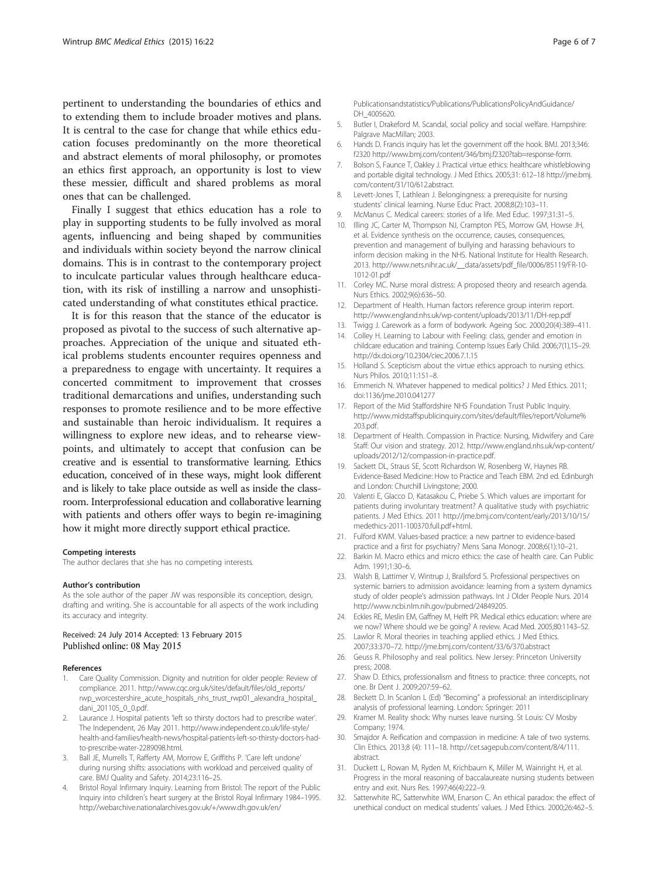pertinent to understanding the boundaries of ethics and to extending them to include broader motives and plans. It is central to the case for change that while ethics education focuses predominantly on the more theoretical and abstract elements of moral philosophy, or promotes an ethics first approach, an opportunity is lost to view these messier, difficult and shared problems as moral ones that can be challenged.

Finally I suggest that ethics education has a role to play in supporting students to be fully involved as moral agents, influencing and being shaped by communities and individuals within society beyond the narrow clinical domains. This is in contrast to the contemporary project to inculcate particular values through healthcare education, with its risk of instilling a narrow and unsophisticated understanding of what constitutes ethical practice.

It is for this reason that the stance of the educator is proposed as pivotal to the success of such alternative approaches. Appreciation of the unique and situated ethical problems students encounter requires openness and a preparedness to engage with uncertainty. It requires a concerted commitment to improvement that crosses traditional demarcations and unifies, understanding such responses to promote resilience and to be more effective and sustainable than heroic individualism. It requires a willingness to explore new ideas, and to rehearse viewpoints, and ultimately to accept that confusion can be creative and is essential to transformative learning. Ethics education, conceived of in these ways, might look different and is likely to take place outside as well as inside the classroom. Interprofessional education and collaborative learning with patients and others offer ways to begin re-imagining how it might more directly support ethical practice.

#### Competing interests
The author declares that she has no competing interests.

#### Author's contribution
As the sole author of the paper JW was responsible its conception, design, drafting and writing. She is accountable for all aspects of the work including its accuracy and integrity.

Received: 24 July 2014 Accepted: 13 February 2015
Published online: 08 May 2015

#### References
1. Care Quality Commission. Dignity and nutrition for older people: Review of compliance. 2011. http://www.cqc.org.uk/sites/default/files/old_reports/rwp_worcestershire_acute_hospitals_nhs_trust_rwp01_alexandra_hospital_dani_201105_0_0.pdf.
2. Laurance J. Hospital patients 'left so thirsty doctors had to prescribe water'. The Independent, 26 May 2011. http://www.independent.co.uk/life-style/health-and-families/health-news/hospital-patients-left-so-thirsty-doctors-had-to-prescribe-water-2289098.html.
3. Ball JE, Murrells T, Rafferty AM, Morrow E, Griffiths P. 'Care left undone' during nursing shifts: associations with workload and perceived quality of care. BMJ Quality and Safety. 2014;23:116–25.
4. Bristol Royal Infirmary Inquiry. Learning from Bristol: The report of the Public Inquiry into children's heart surgery at the Bristol Royal Infirmary 1984–1995. http://webarchive.nationalarchives.gov.uk/+/www.dh.gov.uk/en/Publicationsandstatistics/Publications/PublicationsPolicyAndGuidance/DH_4005620.
5. Butler I, Drakeford M. Scandal, social policy and social welfare. Hampshire: Palgrave MacMillan; 2003.
6. Hands D. Francis inquiry has let the government off the hook. BMJ. 2013;346:f2320 http://www.bmj.com/content/346/bmj.f2320?tab=response-form.
7. Bolson S, Faunce T, Oakley J. Practical virtue ethics: healthcare whistleblowing and portable digital technology. J Med Ethics. 2005;31: 612–18 http://jme.bmj.com/content/31/10/612.abstract.
8. Levett-Jones T, Lathlean J. Belongingness: a prerequisite for nursing students' clinical learning. Nurse Educ Pract. 2008;8(2):103–11.
9. McManus C. Medical careers: stories of a life. Med Educ. 1997;31:31–5.
10. Illing JC, Carter M, Thompson NJ, Crampton PES, Morrow GM, Howse JH, et al. Evidence synthesis on the occurrence, causes, consequences, prevention and management of bullying and harassing behaviours to inform decision making in the NHS. National Institute for Health Research. 2013. http://www.nets.nihr.ac.uk/__data/assets/pdf_file/0006/85119/FR-10-1012-01.pdf
11. Corley MC. Nurse moral distress: A proposed theory and research agenda. Nurs Ethics. 2002;9(6):636–50.
12. Department of Health. Human factors reference group interim report. http://www.england.nhs.uk/wp-content/uploads/2013/11/DH-rep.pdf
13. Twigg J. Carework as a form of bodywork. Ageing Soc. 2000;20(4):389–411.
14. Colley H. Learning to Labour with Feeling: class, gender and emotion in childcare education and training. Contemp Issues Early Child. 2006;7(1),15–29. http://dx.doi.org/10.2304/ciec.2006.7.1.15
15. Holland S. Scepticism about the virtue ethics approach to nursing ethics. Nurs Philos. 2010;11:151–8.
16. Emmerich N. Whatever happened to medical politics? J Med Ethics. 2011; doi:1136/jme.2010.041277
17. Report of the Mid Staffordshire NHS Foundation Trust Public Inquiry. http://www.midstaffspublicinquiry.com/sites/default/files/report/Volume%203.pdf.
18. Department of Health. Compassion in Practice: Nursing, Midwifery and Care Staff: Our vision and strategy. 2012. http://www.england.nhs.uk/wp-content/uploads/2012/12/compassion-in-practice.pdf.
19. Sackett DL, Straus SE, Scott Richardson W, Rosenberg W, Haynes RB. Evidence-Based Medicine: How to Practice and Teach EBM. 2nd ed. Edinburgh and London: Churchill Livingstone; 2000.
20. Valenti E, Glacco D, Katasakou C, Priebe S. Which values are important for patients during involuntary treatment? A qualitative study with psychiatric patients. J Med Ethics. 2011 http://jme.bmj.com/content/early/2013/10/15/medethics-2011-100370.full.pdf+html.
21. Fulford KWM. Values-based practice: a new partner to evidence-based practice and a first for psychiatry? Mens Sana Monogr. 2008;6(1):10–21.
22. Barkin M. Macro ethics and micro ethics: the case of health care. Can Public Adm. 1991;1:30–6.
23. Walsh B, Lattimer V, Wintrup J, Brailsford S. Professional perspectives on systemic barriers to admission avoidance: learning from a system dynamics study of older people's admission pathways. Int J Older People Nurs. 2014 http://www.ncbi.nlm.nih.gov/pubmed/24849205.
24. Eckles RE, Meslin EM, Gaffney M, Helft PR. Medical ethics education: where are we now? Where should we be going? A review. Acad Med. 2005;80:1143–52.
25. Lawlor R. Moral theories in teaching applied ethics. J Med Ethics. 2007;33:370–72. http://jme.bmj.com/content/33/6/370.abstract
26. Geuss R. Philosophy and real politics. New Jersey: Princeton University press; 2008.
27. Shaw D. Ethics, professionalism and fitness to practice: three concepts, not one. Br Dent J. 2009;207:59–62.
28. Beckett D. In Scanlon L (Ed) "Becoming" a professional: an interdisciplinary analysis of professional learning. London: Springer: 2011
29. Kramer M. Reality shock: Why nurses leave nursing. St Louis: CV Mosby Company; 1974.
30. Smajdor A. Reification and compassion in medicine: A tale of two systems. Clin Ethics. 2013;8 (4): 111–18. http://cet.sagepub.com/content/8/4/111.abstract.
31. Duckett L, Rowan M, Ryden M, Krichbaum K, Miller M, Wainright H, et al. Progress in the moral reasoning of baccalaureate nursing students between entry and exit. Nurs Res. 1997;46(4):222–9.
32. Satterwhite RC, Satterwhite WM, Enarson C. An ethical paradox: the effect of unethical conduct on medical students' values. J Med Ethics. 2000;26:462–5.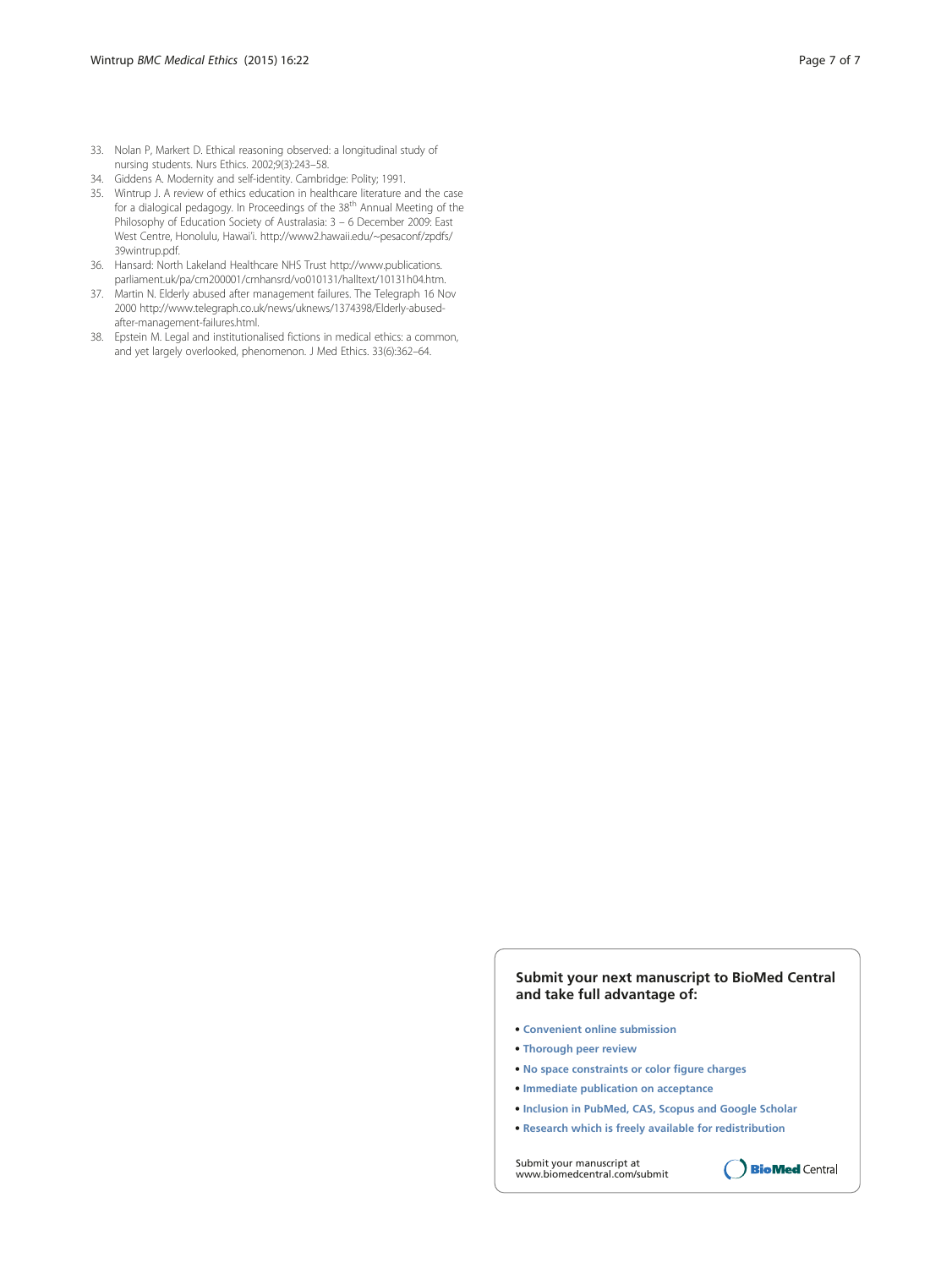33. Nolan P, Markert D. Ethical reasoning observed: a longitudinal study of nursing students. Nurs Ethics. 2002;9(3):243–58.
34. Giddens A. Modernity and self-identity. Cambridge: Polity; 1991.
35. Wintrup J. A review of ethics education in healthcare literature and the case for a dialogical pedagogy. In Proceedings of the 38th Annual Meeting of the Philosophy of Education Society of Australasia: 3 – 6 December 2009: East West Centre, Honolulu, Hawai'i. http://www2.hawaii.edu/~pesaconf/zpdfs/39wintrup.pdf.
36. Hansard: North Lakeland Healthcare NHS Trust http://www.publications.parliament.uk/pa/cm200001/cmhansrd/vo010131/halltext/10131h04.htm.
37. Martin N. Elderly abused after management failures. The Telegraph 16 Nov 2000 http://www.telegraph.co.uk/news/uknews/1374398/Elderly-abused-after-management-failures.html.
38. Epstein M. Legal and institutionalised fictions in medical ethics: a common, and yet largely overlooked, phenomenon. J Med Ethics. 33(6):362–64.

**Submit your next manuscript to BioMed Central and take full advantage of:**

- **Convenient online submission**
- **Thorough peer review**
- **No space constraints or color figure charges**
- **Immediate publication on acceptance**
- **Inclusion in PubMed, CAS, Scopus and Google Scholar**
- **Research which is freely available for redistribution**

Submit your manuscript at
www.biomedcentral.com/submit

BioMed Central